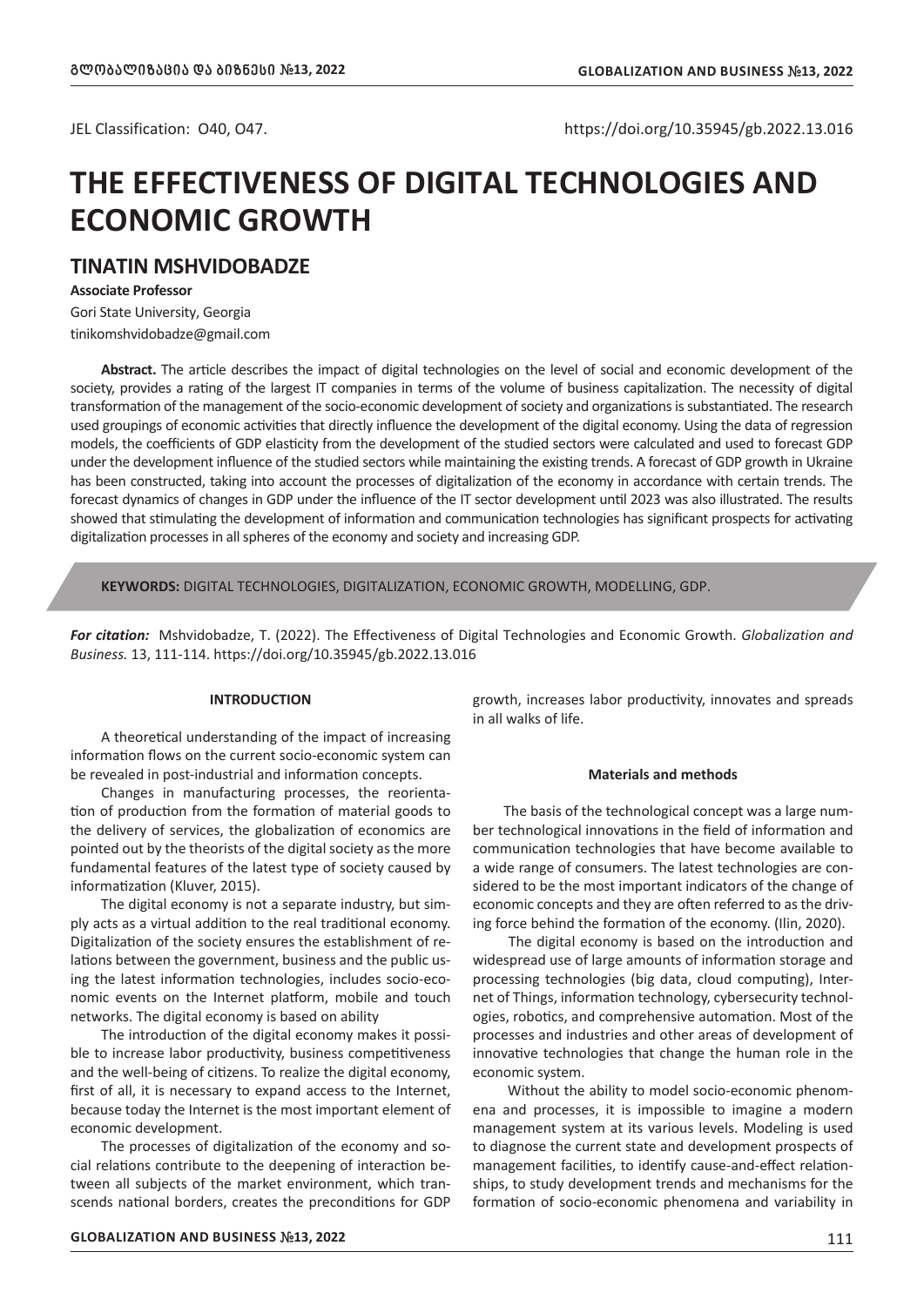JEL Classification: O40, O47.

https://doi.org/10.35945/gb.2022.13.016

# THE EFFECTIVENESS OF DIGITAL TECHNOLOGIES AND ECONOMIC GROWTH

## TINATIN MSHVIDOBADZE

**Associate Professor**

Gori State University, Georgia

tinikomshvidobadze@gmail.com

**Abstract.** The article describes the impact of digital technologies on the level of social and economic development of the society, provides a rating of the largest IT companies in terms of the volume of business capitalization. The necessity of digital transformation of the management of the socio-economic development of society and organizations is substantiated. The research used groupings of economic activities that directly influence the development of the digital economy. Using the data of regression models, the coefficients of GDP elasticity from the development of the studied sectors were calculated and used to forecast GDP under the development influence of the studied sectors while maintaining the existing trends. A forecast of GDP growth in Ukraine has been constructed, taking into account the processes of digitalization of the economy in accordance with certain trends. The forecast dynamics of changes in GDP under the influence of the IT sector development until 2023 was also illustrated. The results showed that stimulating the development of information and communication technologies has significant prospects for activating digitalization processes in all spheres of the economy and society and increasing GDP.

**KEYWORDS:** DIGITAL TECHNOLOGIES, DIGITALIZATION, ECONOMIC GROWTH, MODELLING, GDP.

***For citation:*** Mshvidobadze, T. (2022). The Effectiveness of Digital Technologies and Economic Growth. *Globalization and Business.* 13, 111-114. https://doi.org/10.35945/gb.2022.13.016

#### INTRODUCTION

A theoretical understanding of the impact of increasing information flows on the current socio-economic system can be revealed in post-industrial and information concepts.

Changes in manufacturing processes, the reorientation of production from the formation of material goods to the delivery of services, the globalization of economics are pointed out by the theorists of the digital society as the more fundamental features of the latest type of society caused by informatization (Kluver, 2015).

The digital economy is not a separate industry, but simply acts as a virtual addition to the real traditional economy. Digitalization of the society ensures the establishment of relations between the government, business and the public using the latest information technologies, includes socio-economic events on the Internet platform, mobile and touch networks. The digital economy is based on ability

The introduction of the digital economy makes it possible to increase labor productivity, business competitiveness and the well-being of citizens. To realize the digital economy, first of all, it is necessary to expand access to the Internet, because today the Internet is the most important element of economic development.

The processes of digitalization of the economy and social relations contribute to the deepening of interaction between all subjects of the market environment, which transcends national borders, creates the preconditions for GDP growth, increases labor productivity, innovates and spreads in all walks of life.

#### Materials and methods

The basis of the technological concept was a large number technological innovations in the field of information and communication technologies that have become available to a wide range of consumers. The latest technologies are considered to be the most important indicators of the change of economic concepts and they are often referred to as the driving force behind the formation of the economy. (Ilin, 2020).

The digital economy is based on the introduction and widespread use of large amounts of information storage and processing technologies (big data, cloud computing), Internet of Things, information technology, cybersecurity technologies, robotics, and comprehensive automation. Most of the processes and industries and other areas of development of innovative technologies that change the human role in the economic system.

Without the ability to model socio-economic phenomena and processes, it is impossible to imagine a modern management system at its various levels. Modeling is used to diagnose the current state and development prospects of management facilities, to identify cause-and-effect relationships, to study development trends and mechanisms for the formation of socio-economic phenomena and variability in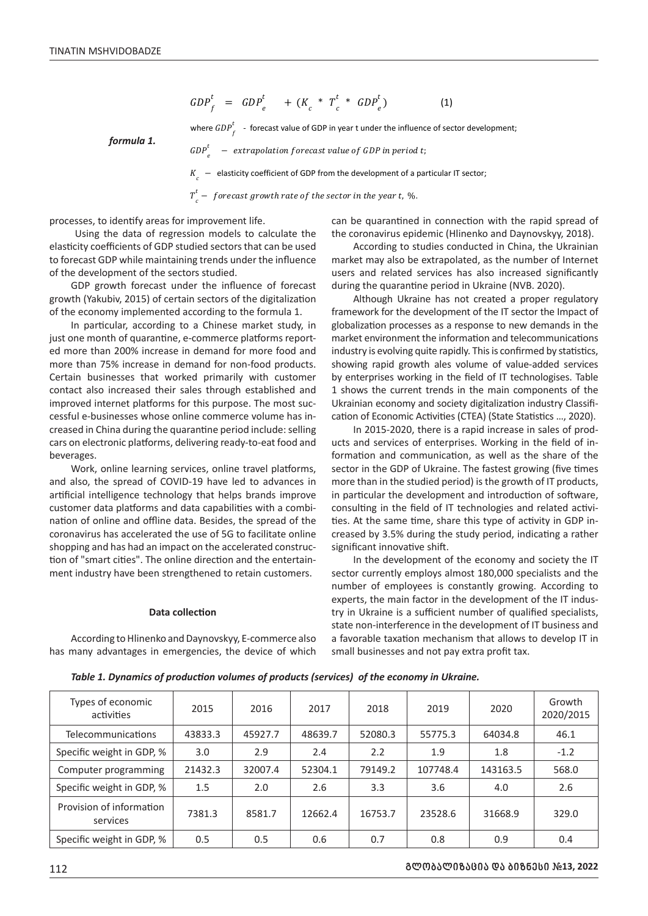$$GDP_f^t = GDP_e^t + (K_c * T_c^t * GDP_e^t) \quad (1)$$

***formula 1.***

where $GDP_f^t$ - forecast value of GDP in year t under the influence of sector development;

$GDP_e^t$ – *extrapolation forecast value of GDP in period t*;

$K_c$ – elasticity coefficient of GDP from the development of a particular IT sector;

$T_c^t$ – *forecast growth rate of the sector in the year t*, %.

processes, to identify areas for improvement life.

Using the data of regression models to calculate the elasticity coefficients of GDP studied sectors that can be used to forecast GDP while maintaining trends under the influence of the development of the sectors studied.

GDP growth forecast under the influence of forecast growth (Yakubiv, 2015) of certain sectors of the digitalization of the economy implemented according to the formula 1.

In particular, according to a Chinese market study, in just one month of quarantine, e-commerce platforms reported more than 200% increase in demand for more food and more than 75% increase in demand for non-food products. Certain businesses that worked primarily with customer contact also increased their sales through established and improved internet platforms for this purpose. The most successful e-businesses whose online commerce volume has increased in China during the quarantine period include: selling cars on electronic platforms, delivering ready-to-eat food and beverages.

Work, online learning services, online travel platforms, and also, the spread of COVID-19 have led to advances in artificial intelligence technology that helps brands improve customer data platforms and data capabilities with a combination of online and offline data. Besides, the spread of the coronavirus has accelerated the use of 5G to facilitate online shopping and has had an impact on the accelerated construction of "smart cities". The online direction and the entertainment industry have been strengthened to retain customers.

**Data collection**

According to Hlinenko and Daynovskyy, E-commerce also has many advantages in emergencies, the device of which can be quarantined in connection with the rapid spread of the coronavirus epidemic (Hlinenko and Daynovskyy, 2018).

According to studies conducted in China, the Ukrainian market may also be extrapolated, as the number of Internet users and related services has also increased significantly during the quarantine period in Ukraine (NVB. 2020).

Although Ukraine has not created a proper regulatory framework for the development of the IT sector the Impact of globalization processes as a response to new demands in the market environment the information and telecommunications industry is evolving quite rapidly. This is confirmed by statistics, showing rapid growth ales volume of value-added services by enterprises working in the field of IT technologises. Table 1 shows the current trends in the main components of the Ukrainian economy and society digitalization industry Classification of Economic Activities (CTEA) (State Statistics ..., 2020).

In 2015-2020, there is a rapid increase in sales of products and services of enterprises. Working in the field of information and communication, as well as the share of the sector in the GDP of Ukraine. The fastest growing (five times more than in the studied period) is the growth of IT products, in particular the development and introduction of software, consulting in the field of IT technologies and related activities. At the same time, share this type of activity in GDP increased by 3.5% during the study period, indicating a rather significant innovative shift.

In the development of the economy and society the IT sector currently employs almost 180,000 specialists and the number of employees is constantly growing. According to experts, the main factor in the development of the IT industry in Ukraine is a sufficient number of qualified specialists, state non-interference in the development of IT business and a favorable taxation mechanism that allows to develop IT in small businesses and not pay extra profit tax.

***Table 1. Dynamics of production volumes of products (services) of the economy in Ukraine.***

| Types of economic activities | 2015 | 2016 | 2017 | 2018 | 2019 | 2020 | Growth 2020/2015 |
|---|---|---|---|---|---|---|---|
| Telecommunications | 43833.3 | 45927.7 | 48639.7 | 52080.3 | 55775.3 | 64034.8 | 46.1 |
| Specific weight in GDP, % | 3.0 | 2.9 | 2.4 | 2.2 | 1.9 | 1.8 | -1.2 |
| Computer programming | 21432.3 | 32007.4 | 52304.1 | 79149.2 | 107748.4 | 143163.5 | 568.0 |
| Specific weight in GDP, % | 1.5 | 2.0 | 2.6 | 3.3 | 3.6 | 4.0 | 2.6 |
| Provision of information services | 7381.3 | 8581.7 | 12662.4 | 16753.7 | 23528.6 | 31668.9 | 329.0 |
| Specific weight in GDP, % | 0.5 | 0.5 | 0.6 | 0.7 | 0.8 | 0.9 | 0.4 |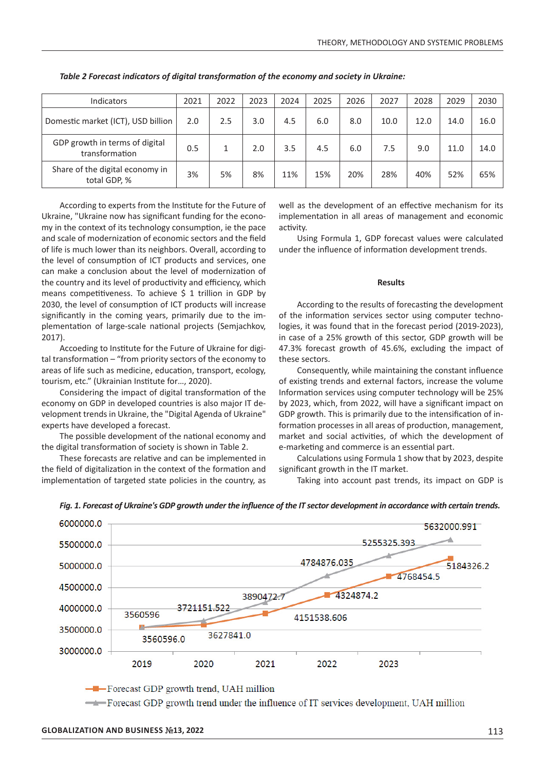*Table 2 Forecast indicators of digital transformation of the economy and society in Ukraine:*

| Indicators | 2021 | 2022 | 2023 | 2024 | 2025 | 2026 | 2027 | 2028 | 2029 | 2030 |
|---|---|---|---|---|---|---|---|---|---|---|
| Domestic market (ICT), USD billion | 2.0 | 2.5 | 3.0 | 4.5 | 6.0 | 8.0 | 10.0 | 12.0 | 14.0 | 16.0 |
| GDP growth in terms of digital transformation | 0.5 | 1 | 2.0 | 3.5 | 4.5 | 6.0 | 7.5 | 9.0 | 11.0 | 14.0 |
| Share of the digital economy in total GDP, % | 3% | 5% | 8% | 11% | 15% | 20% | 28% | 40% | 52% | 65% |

According to experts from the Institute for the Future of Ukraine, "Ukraine now has significant funding for the economy in the context of its technology consumption, ie the pace and scale of modernization of economic sectors and the field of life is much lower than its neighbors. Overall, according to the level of consumption of ICT products and services, one can make a conclusion about the level of modernization of the country and its level of productivity and efficiency, which means competitiveness. To achieve $ 1 trillion in GDP by 2030, the level of consumption of ICT products will increase significantly in the coming years, primarily due to the implementation of large-scale national projects (Semjachkov, 2017).

Accoeding to Institute for the Future of Ukraine for digital transformation – "from priority sectors of the economy to areas of life such as medicine, education, transport, ecology, tourism, etc." (Ukrainian Institute for..., 2020).

Considering the impact of digital transformation of the economy on GDP in developed countries is also major IT development trends in Ukraine, the "Digital Agenda of Ukraine" experts have developed a forecast.

The possible development of the national economy and the digital transformation of society is shown in Table 2.

These forecasts are relative and can be implemented in the field of digitalization in the context of the formation and implementation of targeted state policies in the country, as well as the development of an effective mechanism for its implementation in all areas of management and economic activity.

Using Formula 1, GDP forecast values were calculated under the influence of information development trends.

## Results

According to the results of forecasting the development of the information services sector using computer technologies, it was found that in the forecast period (2019-2023), in case of a 25% growth of this sector, GDP growth will be 47.3% forecast growth of 45.6%, excluding the impact of these sectors.

Consequently, while maintaining the constant influence of existing trends and external factors, increase the volume Information services using computer technology will be 25% by 2023, which, from 2022, will have a significant impact on GDP growth. This is primarily due to the intensification of information processes in all areas of production, management, market and social activities, of which the development of e-marketing and commerce is an essential part.

Calculations using Formula 1 show that by 2023, despite significant growth in the IT market.

Taking into account past trends, its impact on GDP is

*Fig. 1. Forecast of Ukraine's GDP growth under the influence of the IT sector development in accordance with certain trends.*

| Year | Forecast GDP growth trend, UAH million | Forecast GDP growth trend under the influence of IT services development, UAH million |
|---|---|---|
| 2019 | 3560596.0 | 3560596 |
| 2020 | 3627841.0 | 3721151.522 |
| 2021 | 3890472.7 | 4151538.606 |
| 2022 | 4324874.2 | 4784876.035 |
| 2023 | 4768454.5 | 5255325.393 |
| | 5184326.2 | 5632000.991 |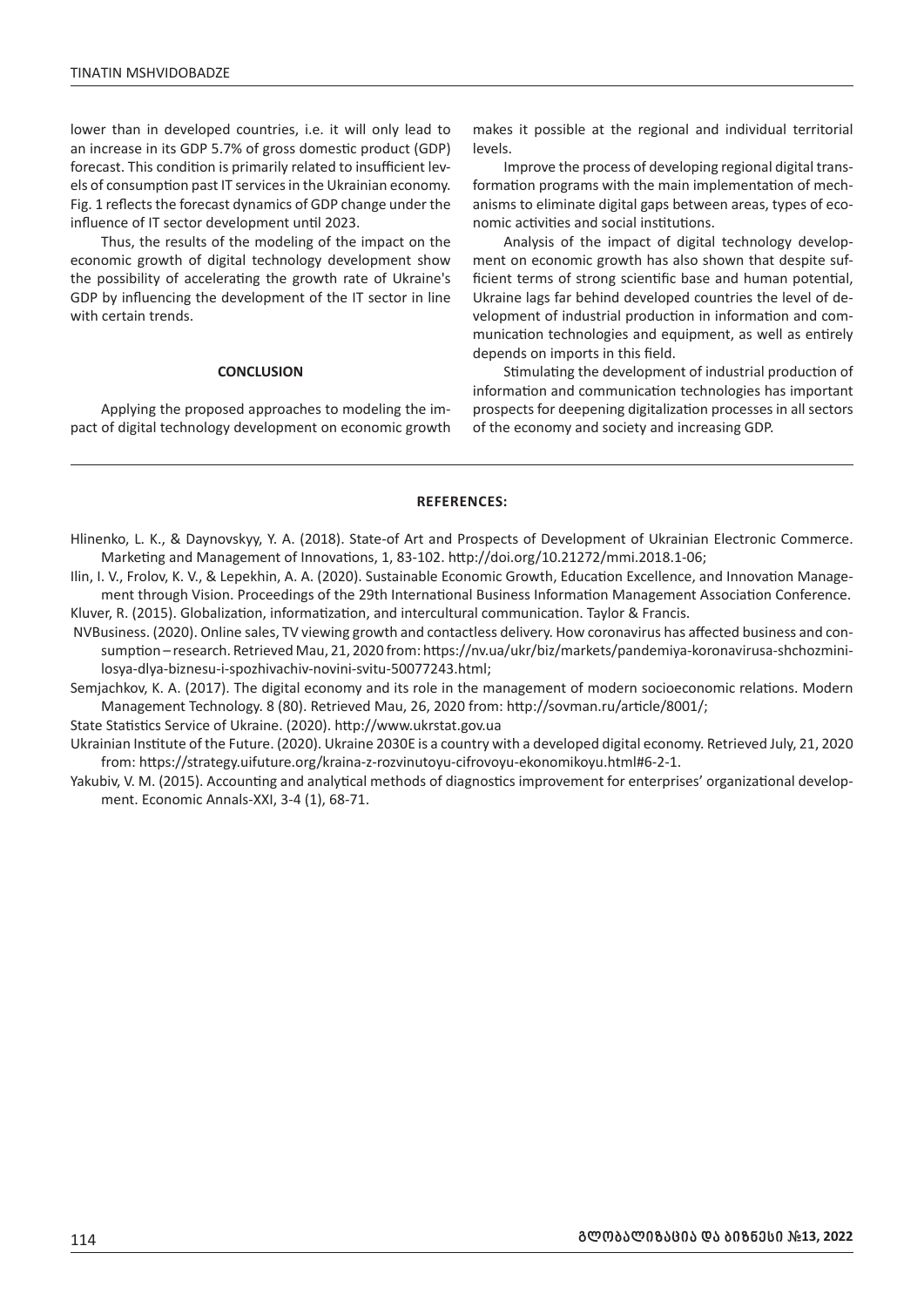lower than in developed countries, i.e. it will only lead to an increase in its GDP 5.7% of gross domestic product (GDP) forecast. This condition is primarily related to insufficient levels of consumption past IT services in the Ukrainian economy. Fig. 1 reflects the forecast dynamics of GDP change under the influence of IT sector development until 2023.

Thus, the results of the modeling of the impact on the economic growth of digital technology development show the possibility of accelerating the growth rate of Ukraine's GDP by influencing the development of the IT sector in line with certain trends.

## CONCLUSION

Applying the proposed approaches to modeling the impact of digital technology development on economic growth makes it possible at the regional and individual territorial levels.

Improve the process of developing regional digital transformation programs with the main implementation of mechanisms to eliminate digital gaps between areas, types of economic activities and social institutions.

Analysis of the impact of digital technology development on economic growth has also shown that despite sufficient terms of strong scientific base and human potential, Ukraine lags far behind developed countries the level of development of industrial production in information and communication technologies and equipment, as well as entirely depends on imports in this field.

Stimulating the development of industrial production of information and communication technologies has important prospects for deepening digitalization processes in all sectors of the economy and society and increasing GDP.

## REFERENCES:

Hlinenko, L. K., & Daynovskyy, Y. A. (2018). State-of Art and Prospects of Development of Ukrainian Electronic Commerce. Marketing and Management of Innovations, 1, 83-102. http://doi.org/10.21272/mmi.2018.1-06;

Ilin, I. V., Frolov, K. V., & Lepekhin, A. A. (2020). Sustainable Economic Growth, Education Excellence, and Innovation Management through Vision. Proceedings of the 29th International Business Information Management Association Conference.

Kluver, R. (2015). Globalization, informatization, and intercultural communication. Taylor & Francis.

NVBusiness. (2020). Online sales, TV viewing growth and contactless delivery. How coronavirus has affected business and consumption – research. Retrieved Mau, 21, 2020 from: https://nv.ua/ukr/biz/markets/pandemiya-koronavirusa-shchozminilosya-dlya-biznesu-i-spozhivachiv-novini-svitu-50077243.html;

Semjachkov, K. A. (2017). The digital economy and its role in the management of modern socioeconomic relations. Modern Management Technology. 8 (80). Retrieved Mau, 26, 2020 from: http://sovman.ru/article/8001/;

State Statistics Service of Ukraine. (2020). http://www.ukrstat.gov.ua

Ukrainian Institute of the Future. (2020). Ukraine 2030E is a country with a developed digital economy. Retrieved July, 21, 2020 from: https://strategy.uifuture.org/kraina-z-rozvinutoyu-cifrovoyu-ekonomikoyu.html#6-2-1.

Yakubiv, V. M. (2015). Accounting and analytical methods of diagnostics improvement for enterprises' organizational development. Economic Annals-XXI, 3-4 (1), 68-71.